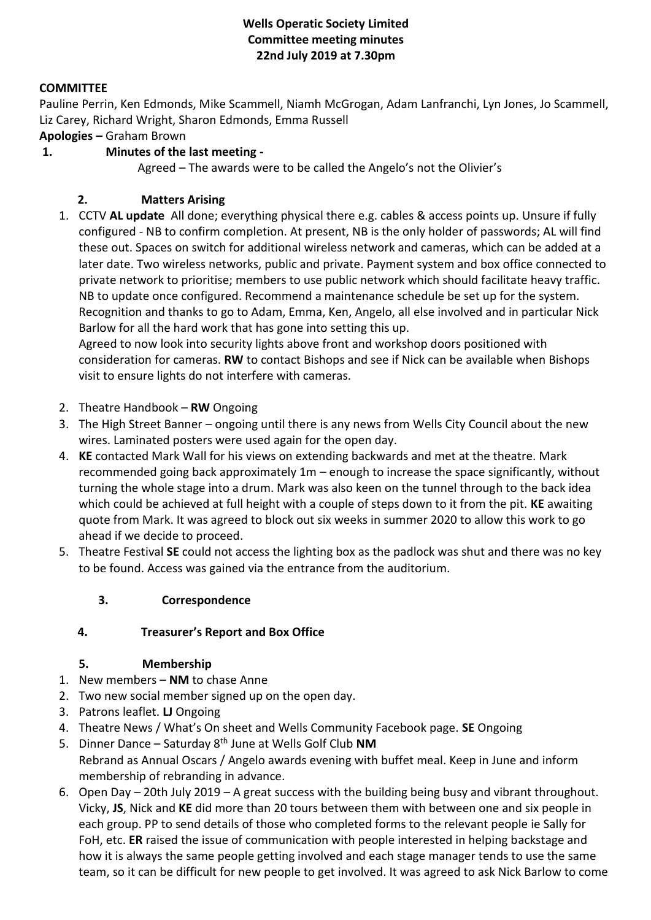**Wells Operatic Society Limited**
**Committee meeting minutes**
**22nd July 2019 at 7.30pm**

**COMMITTEE**

Pauline Perrin, Ken Edmonds, Mike Scammell, Niamh McGrogan, Adam Lanfranchi, Lyn Jones, Jo Scammell, Liz Carey, Richard Wright, Sharon Edmonds, Emma Russell

**Apologies –** Graham Brown

**1. Minutes of the last meeting -**

Agreed – The awards were to be called the Angelo's not the Olivier's

**2. Matters Arising**

1. CCTV **AL update** All done; everything physical there e.g. cables & access points up. Unsure if fully configured - NB to confirm completion. At present, NB is the only holder of passwords; AL will find these out. Spaces on switch for additional wireless network and cameras, which can be added at a later date. Two wireless networks, public and private. Payment system and box office connected to private network to prioritise; members to use public network which should facilitate heavy traffic. NB to update once configured. Recommend a maintenance schedule be set up for the system. Recognition and thanks to go to Adam, Emma, Ken, Angelo, all else involved and in particular Nick Barlow for all the hard work that has gone into setting this up.
   Agreed to now look into security lights above front and workshop doors positioned with consideration for cameras. **RW** to contact Bishops and see if Nick can be available when Bishops visit to ensure lights do not interfere with cameras.
2. Theatre Handbook – **RW** Ongoing
3. The High Street Banner – ongoing until there is any news from Wells City Council about the new wires. Laminated posters were used again for the open day.
4. **KE** contacted Mark Wall for his views on extending backwards and met at the theatre. Mark recommended going back approximately 1m – enough to increase the space significantly, without turning the whole stage into a drum. Mark was also keen on the tunnel through to the back idea which could be achieved at full height with a couple of steps down to it from the pit. **KE** awaiting quote from Mark. It was agreed to block out six weeks in summer 2020 to allow this work to go ahead if we decide to proceed.
5. Theatre Festival **SE** could not access the lighting box as the padlock was shut and there was no key to be found. Access was gained via the entrance from the auditorium.

**3. Correspondence**

**4. Treasurer's Report and Box Office**

**5. Membership**

1. New members – **NM** to chase Anne
2. Two new social member signed up on the open day.
3. Patrons leaflet. **LJ** Ongoing
4. Theatre News / What's On sheet and Wells Community Facebook page. **SE** Ongoing
5. Dinner Dance – Saturday 8th June at Wells Golf Club **NM**
   Rebrand as Annual Oscars / Angelo awards evening with buffet meal. Keep in June and inform membership of rebranding in advance.
6. Open Day – 20th July 2019 – A great success with the building being busy and vibrant throughout. Vicky, **JS**, Nick and **KE** did more than 20 tours between them with between one and six people in each group. PP to send details of those who completed forms to the relevant people ie Sally for FoH, etc. **ER** raised the issue of communication with people interested in helping backstage and how it is always the same people getting involved and each stage manager tends to use the same team, so it can be difficult for new people to get involved. It was agreed to ask Nick Barlow to come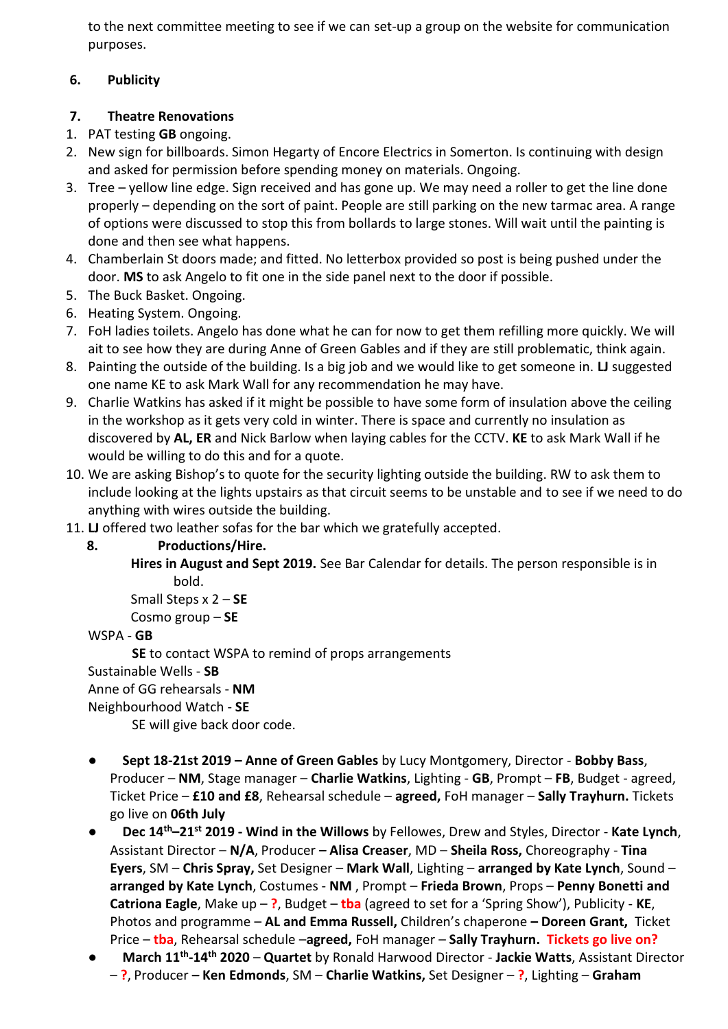to the next committee meeting to see if we can set-up a group on the website for communication purposes.

## 6. Publicity

## 7. Theatre Renovations

1. PAT testing **GB** ongoing.
2. New sign for billboards. Simon Hegarty of Encore Electrics in Somerton. Is continuing with design and asked for permission before spending money on materials. Ongoing.
3. Tree – yellow line edge. Sign received and has gone up. We may need a roller to get the line done properly – depending on the sort of paint. People are still parking on the new tarmac area. A range of options were discussed to stop this from bollards to large stones. Will wait until the painting is done and then see what happens.
4. Chamberlain St doors made; and fitted. No letterbox provided so post is being pushed under the door. **MS** to ask Angelo to fit one in the side panel next to the door if possible.
5. The Buck Basket. Ongoing.
6. Heating System. Ongoing.
7. FoH ladies toilets. Angelo has done what he can for now to get them refilling more quickly. We will ait to see how they are during Anne of Green Gables and if they are still problematic, think again.
8. Painting the outside of the building. Is a big job and we would like to get someone in. **LJ** suggested one name KE to ask Mark Wall for any recommendation he may have.
9. Charlie Watkins has asked if it might be possible to have some form of insulation above the ceiling in the workshop as it gets very cold in winter. There is space and currently no insulation as discovered by **AL, ER** and Nick Barlow when laying cables for the CCTV. **KE** to ask Mark Wall if he would be willing to do this and for a quote.
10. We are asking Bishop's to quote for the security lighting outside the building. RW to ask them to include looking at the lights upstairs as that circuit seems to be unstable and to see if we need to do anything with wires outside the building.
11. **LJ** offered two leather sofas for the bar which we gratefully accepted.

## 8. Productions/Hire.

**Hires in August and Sept 2019.** See Bar Calendar for details. The person responsible is in bold.

Small Steps x 2 – **SE**

Cosmo group – **SE**

WSPA - **GB**

**SE** to contact WSPA to remind of props arrangements

Sustainable Wells - **SB**

Anne of GG rehearsals - **NM**

Neighbourhood Watch - **SE**

SE will give back door code.

- **Sept 18-21st 2019 – Anne of Green Gables** by Lucy Montgomery, Director - **Bobby Bass**, Producer – **NM**, Stage manager – **Charlie Watkins**, Lighting - **GB**, Prompt – **FB**, Budget - agreed, Ticket Price – **£10 and £8**, Rehearsal schedule – **agreed,** FoH manager – **Sally Trayhurn.** Tickets go live on **06th July**
- **Dec 14th–21st 2019 - Wind in the Willows** by Fellowes, Drew and Styles, Director - **Kate Lynch**, Assistant Director – **N/A**, Producer **– Alisa Creaser**, MD – **Sheila Ross,** Choreography - **Tina Eyers**, SM – **Chris Spray,** Set Designer – **Mark Wall**, Lighting – **arranged by Kate Lynch**, Sound – **arranged by Kate Lynch**, Costumes - **NM** , Prompt – **Frieda Brown**, Props – **Penny Bonetti and Catriona Eagle**, Make up – **?**, Budget – **tba** (agreed to set for a 'Spring Show'), Publicity - **KE**, Photos and programme – **AL and Emma Russell,** Children's chaperone **– Doreen Grant,** Ticket Price – **tba**, Rehearsal schedule –**agreed,** FoH manager – **Sally Trayhurn. Tickets go live on?**
- **March 11th-14th 2020** – **Quartet** by Ronald Harwood Director - **Jackie Watts**, Assistant Director – **?**, Producer **– Ken Edmonds**, SM – **Charlie Watkins,** Set Designer – **?**, Lighting – **Graham**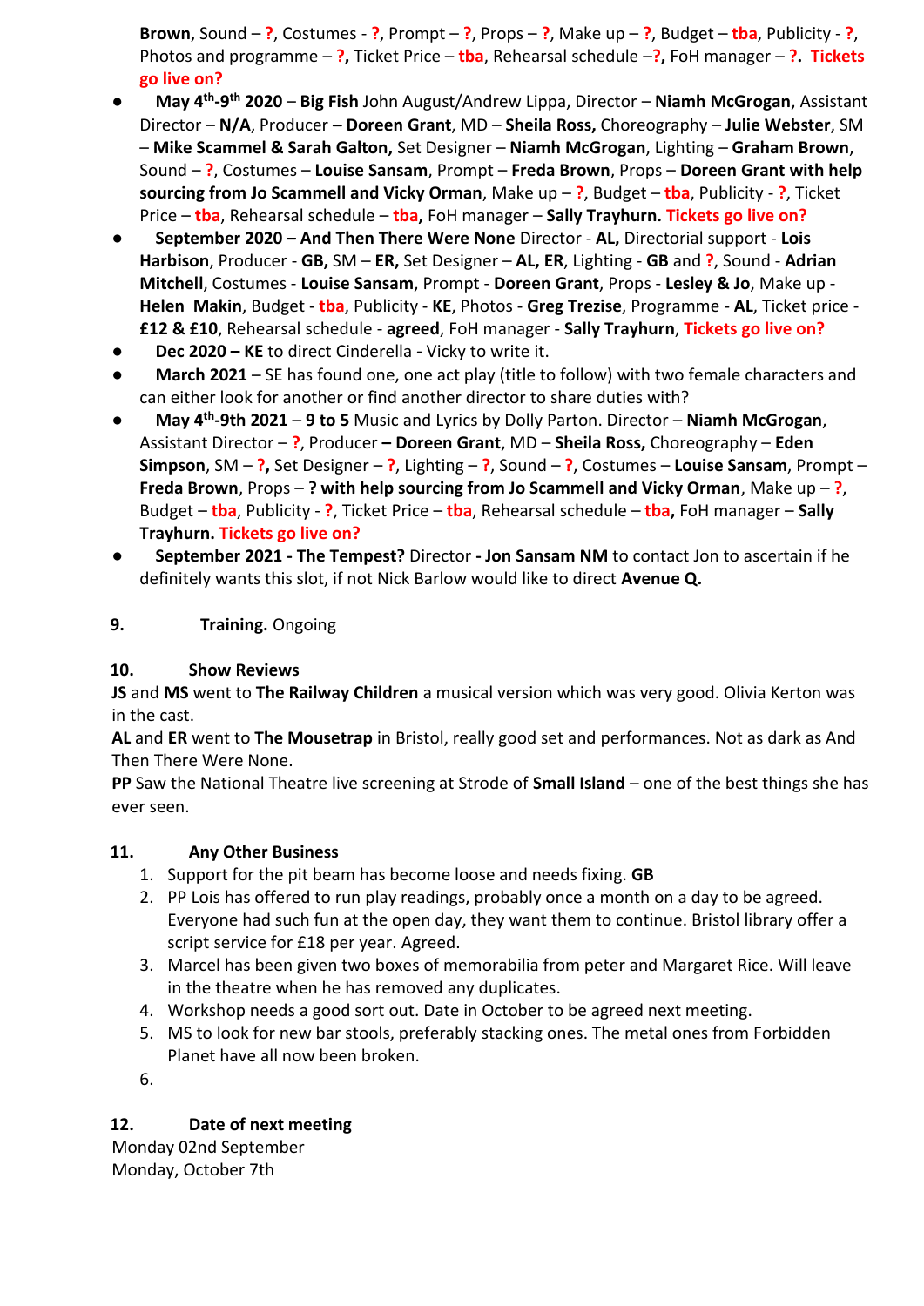**Brown**, Sound – **?**, Costumes - **?**, Prompt – **?**, Props – **?**, Make up – **?**, Budget – **tba**, Publicity - **?**, Photos and programme – **?,** Ticket Price – **tba**, Rehearsal schedule –**?,** FoH manager – **?. Tickets go live on?**

- **May 4th-9th 2020** – **Big Fish** John August/Andrew Lippa, Director – **Niamh McGrogan**, Assistant Director – **N/A**, Producer **– Doreen Grant**, MD – **Sheila Ross,** Choreography – **Julie Webster**, SM – **Mike Scammel & Sarah Galton,** Set Designer – **Niamh McGrogan**, Lighting – **Graham Brown**, Sound – **?**, Costumes – **Louise Sansam**, Prompt – **Freda Brown**, Props – **Doreen Grant with help sourcing from Jo Scammell and Vicky Orman**, Make up – **?**, Budget – **tba**, Publicity - **?**, Ticket Price – **tba**, Rehearsal schedule – **tba**, FoH manager – **Sally Trayhurn. Tickets go live on?**
- **September 2020 – And Then There Were None** Director - **AL,** Directorial support - **Lois Harbison**, Producer - **GB,** SM – **ER,** Set Designer – **AL, ER**, Lighting - **GB** and **?**, Sound - **Adrian Mitchell**, Costumes - **Louise Sansam**, Prompt - **Doreen Grant**, Props - **Lesley & Jo**, Make up - **Helen Makin**, Budget - **tba**, Publicity - **KE**, Photos - **Greg Trezise**, Programme - **AL**, Ticket price - **£12 & £10**, Rehearsal schedule - **agreed**, FoH manager - **Sally Trayhurn**, **Tickets go live on?**
- **Dec 2020 – KE** to direct Cinderella **-** Vicky to write it.
- **March 2021** – SE has found one, one act play (title to follow) with two female characters and can either look for another or find another director to share duties with?
- **May 4th-9th 2021** – **9 to 5** Music and Lyrics by Dolly Parton. Director – **Niamh McGrogan**, Assistant Director – **?**, Producer **– Doreen Grant**, MD – **Sheila Ross,** Choreography – **Eden Simpson**, SM – **?,** Set Designer – **?**, Lighting – **?**, Sound – **?**, Costumes – **Louise Sansam**, Prompt – **Freda Brown**, Props – **? with help sourcing from Jo Scammell and Vicky Orman**, Make up – **?**, Budget – **tba**, Publicity - **?**, Ticket Price – **tba**, Rehearsal schedule – **tba,** FoH manager – **Sally Trayhurn. Tickets go live on?**
- **September 2021 - The Tempest?** Director **- Jon Sansam NM** to contact Jon to ascertain if he definitely wants this slot, if not Nick Barlow would like to direct **Avenue Q.**

**9. Training.** Ongoing

**10. Show Reviews**

**JS** and **MS** went to **The Railway Children** a musical version which was very good. Olivia Kerton was in the cast.

**AL** and **ER** went to **The Mousetrap** in Bristol, really good set and performances. Not as dark as And Then There Were None.

**PP** Saw the National Theatre live screening at Strode of **Small Island** – one of the best things she has ever seen.

**11. Any Other Business**

1. Support for the pit beam has become loose and needs fixing. **GB**
2. PP Lois has offered to run play readings, probably once a month on a day to be agreed. Everyone had such fun at the open day, they want them to continue. Bristol library offer a script service for £18 per year. Agreed.
3. Marcel has been given two boxes of memorabilia from peter and Margaret Rice. Will leave in the theatre when he has removed any duplicates.
4. Workshop needs a good sort out. Date in October to be agreed next meeting.
5. MS to look for new bar stools, preferably stacking ones. The metal ones from Forbidden Planet have all now been broken.
6.

**12. Date of next meeting**

Monday 02nd September
Monday, October 7th